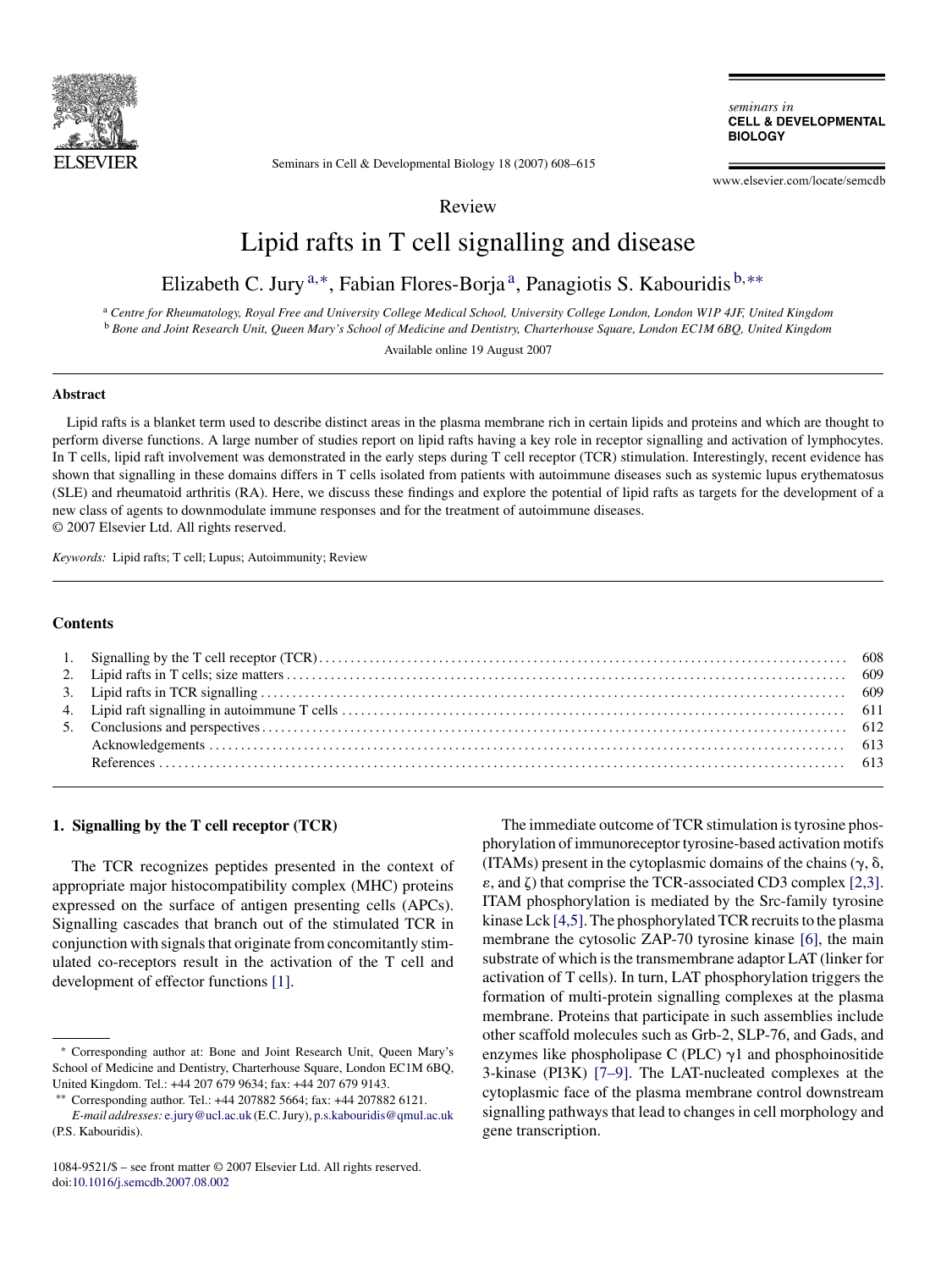Review

# Lipid rafts in T cell signalling and disease

Elizabeth C. Jury [a,*], Fabian Flores-Borja [a], Panagiotis S. Kabouridis [b,**]

[a] *Centre for Rheumatology, Royal Free and University College Medical School, University College London, London W1P 4JF, United Kingdom*
[b] *Bone and Joint Research Unit, Queen Mary's School of Medicine and Dentistry, Charterhouse Square, London EC1M 6BQ, United Kingdom*

Available online 19 August 2007

## Abstract

Lipid rafts is a blanket term used to describe distinct areas in the plasma membrane rich in certain lipids and proteins and which are thought to perform diverse functions. A large number of studies report on lipid rafts having a key role in receptor signalling and activation of lymphocytes. In T cells, lipid raft involvement was demonstrated in the early steps during T cell receptor (TCR) stimulation. Interestingly, recent evidence has shown that signalling in these domains differs in T cells isolated from patients with autoimmune diseases such as systemic lupus erythematosus (SLE) and rheumatoid arthritis (RA). Here, we discuss these findings and explore the potential of lipid rafts as targets for the development of a new class of agents to downmodulate immune responses and for the treatment of autoimmune diseases.
© 2007 Elsevier Ltd. All rights reserved.

*Keywords:* Lipid rafts; T cell; Lupus; Autoimmunity; Review

## Contents

1. Signalling by the T cell receptor (TCR) ... 608
2. Lipid rafts in T cells; size matters ... 609
3. Lipid rafts in TCR signalling ... 609
4. Lipid raft signalling in autoimmune T cells ... 611
5. Conclusions and perspectives ... 612

Acknowledgements ... 613

References ... 613

## 1. Signalling by the T cell receptor (TCR)

The TCR recognizes peptides presented in the context of appropriate major histocompatibility complex (MHC) proteins expressed on the surface of antigen presenting cells (APCs). Signalling cascades that branch out of the stimulated TCR in conjunction with signals that originate from concomitantly stimulated co-receptors result in the activation of the T cell and development of effector functions [1].

The immediate outcome of TCR stimulation is tyrosine phosphorylation of immunoreceptor tyrosine-based activation motifs (ITAMs) present in the cytoplasmic domains of the chains (γ, δ, ε, and ζ) that comprise the TCR-associated CD3 complex [2,3]. ITAM phosphorylation is mediated by the Src-family tyrosine kinase Lck [4,5]. The phosphorylated TCR recruits to the plasma membrane the cytosolic ZAP-70 tyrosine kinase [6], the main substrate of which is the transmembrane adaptor LAT (linker for activation of T cells). In turn, LAT phosphorylation triggers the formation of multi-protein signalling complexes at the plasma membrane. Proteins that participate in such assemblies include other scaffold molecules such as Grb-2, SLP-76, and Gads, and enzymes like phospholipase C (PLC) γ1 and phosphoinositide 3-kinase (PI3K) [7–9]. The LAT-nucleated complexes at the cytoplasmic face of the plasma membrane control downstream signalling pathways that lead to changes in cell morphology and gene transcription.

---

\* Corresponding author at: Bone and Joint Research Unit, Queen Mary's School of Medicine and Dentistry, Charterhouse Square, London EC1M 6BQ, United Kingdom. Tel.: +44 207 679 9634; fax: +44 207 679 9143.

\*\* Corresponding author. Tel.: +44 207882 5664; fax: +44 207882 6121.

*E-mail addresses:* e.jury@ucl.ac.uk (E.C. Jury), p.s.kabouridis@qmul.ac.uk (P.S. Kabouridis).

1084-9521/$ – see front matter © 2007 Elsevier Ltd. All rights reserved.
doi:10.1016/j.semcdb.2007.08.002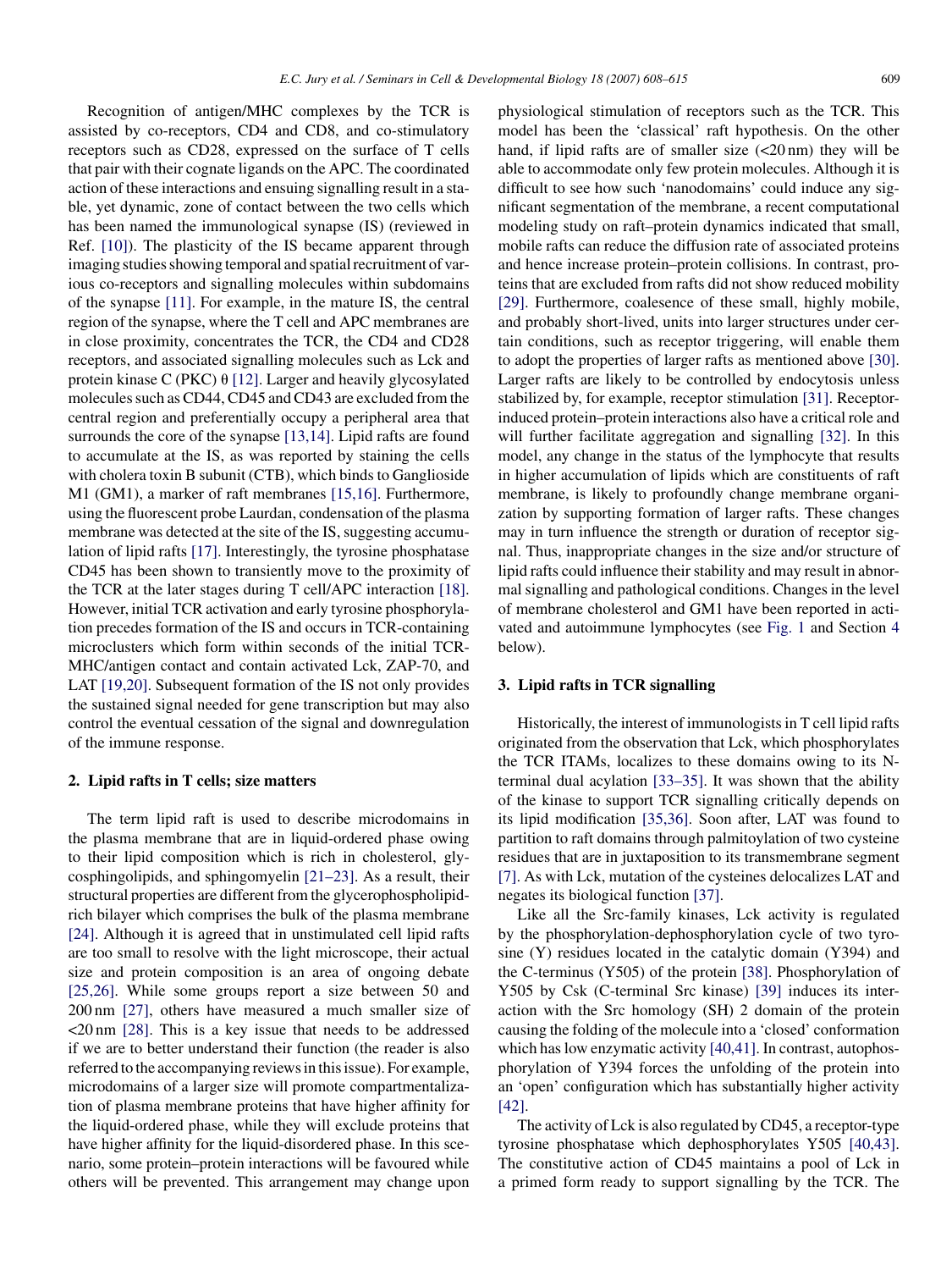Recognition of antigen/MHC complexes by the TCR is assisted by co-receptors, CD4 and CD8, and co-stimulatory receptors such as CD28, expressed on the surface of T cells that pair with their cognate ligands on the APC. The coordinated action of these interactions and ensuing signalling result in a stable, yet dynamic, zone of contact between the two cells which has been named the immunological synapse (IS) (reviewed in Ref. [10]). The plasticity of the IS became apparent through imaging studies showing temporal and spatial recruitment of various co-receptors and signalling molecules within subdomains of the synapse [11]. For example, in the mature IS, the central region of the synapse, where the T cell and APC membranes are in close proximity, concentrates the TCR, the CD4 and CD28 receptors, and associated signalling molecules such as Lck and protein kinase C (PKC) θ [12]. Larger and heavily glycosylated molecules such as CD44, CD45 and CD43 are excluded from the central region and preferentially occupy a peripheral area that surrounds the core of the synapse [13,14]. Lipid rafts are found to accumulate at the IS, as was reported by staining the cells with cholera toxin B subunit (CTB), which binds to Ganglioside M1 (GM1), a marker of raft membranes [15,16]. Furthermore, using the fluorescent probe Laurdan, condensation of the plasma membrane was detected at the site of the IS, suggesting accumulation of lipid rafts [17]. Interestingly, the tyrosine phosphatase CD45 has been shown to transiently move to the proximity of the TCR at the later stages during T cell/APC interaction [18]. However, initial TCR activation and early tyrosine phosphorylation precedes formation of the IS and occurs in TCR-containing microclusters which form within seconds of the initial TCR-MHC/antigen contact and contain activated Lck, ZAP-70, and LAT [19,20]. Subsequent formation of the IS not only provides the sustained signal needed for gene transcription but may also control the eventual cessation of the signal and downregulation of the immune response.

## 2. Lipid rafts in T cells; size matters

The term lipid raft is used to describe microdomains in the plasma membrane that are in liquid-ordered phase owing to their lipid composition which is rich in cholesterol, glycosphingolipids, and sphingomyelin [21–23]. As a result, their structural properties are different from the glycerophospholipid-rich bilayer which comprises the bulk of the plasma membrane [24]. Although it is agreed that in unstimulated cell lipid rafts are too small to resolve with the light microscope, their actual size and protein composition is an area of ongoing debate [25,26]. While some groups report a size between 50 and 200 nm [27], others have measured a much smaller size of <20 nm [28]. This is a key issue that needs to be addressed if we are to better understand their function (the reader is also referred to the accompanying reviews in this issue). For example, microdomains of a larger size will promote compartmentalization of plasma membrane proteins that have higher affinity for the liquid-ordered phase, while they will exclude proteins that have higher affinity for the liquid-disordered phase. In this scenario, some protein–protein interactions will be favoured while others will be prevented. This arrangement may change upon physiological stimulation of receptors such as the TCR. This model has been the 'classical' raft hypothesis. On the other hand, if lipid rafts are of smaller size (<20 nm) they will be able to accommodate only few protein molecules. Although it is difficult to see how such 'nanodomains' could induce any significant segmentation of the membrane, a recent computational modeling study on raft–protein dynamics indicated that small, mobile rafts can reduce the diffusion rate of associated proteins and hence increase protein–protein collisions. In contrast, proteins that are excluded from rafts did not show reduced mobility [29]. Furthermore, coalesence of these small, highly mobile, and probably short-lived, units into larger structures under certain conditions, such as receptor triggering, will enable them to adopt the properties of larger rafts as mentioned above [30]. Larger rafts are likely to be controlled by endocytosis unless stabilized by, for example, receptor stimulation [31]. Receptor-induced protein–protein interactions also have a critical role and will further facilitate aggregation and signalling [32]. In this model, any change in the status of the lymphocyte that results in higher accumulation of lipids which are constituents of raft membrane, is likely to profoundly change membrane organization by supporting formation of larger rafts. These changes may in turn influence the strength or duration of receptor signal. Thus, inappropriate changes in the size and/or structure of lipid rafts could influence their stability and may result in abnormal signalling and pathological conditions. Changes in the level of membrane cholesterol and GM1 have been reported in activated and autoimmune lymphocytes (see Fig. 1 and Section 4 below).

## 3. Lipid rafts in TCR signalling

Historically, the interest of immunologists in T cell lipid rafts originated from the observation that Lck, which phosphorylates the TCR ITAMs, localizes to these domains owing to its N-terminal dual acylation [33–35]. It was shown that the ability of the kinase to support TCR signalling critically depends on its lipid modification [35,36]. Soon after, LAT was found to partition to raft domains through palmitoylation of two cysteine residues that are in juxtaposition to its transmembrane segment [7]. As with Lck, mutation of the cysteines delocalizes LAT and negates its biological function [37].

Like all the Src-family kinases, Lck activity is regulated by the phosphorylation-dephosphorylation cycle of two tyrosine (Y) residues located in the catalytic domain (Y394) and the C-terminus (Y505) of the protein [38]. Phosphorylation of Y505 by Csk (C-terminal Src kinase) [39] induces its interaction with the Src homology (SH) 2 domain of the protein causing the folding of the molecule into a 'closed' conformation which has low enzymatic activity [40,41]. In contrast, autophosphorylation of Y394 forces the unfolding of the protein into an 'open' configuration which has substantially higher activity [42].

The activity of Lck is also regulated by CD45, a receptor-type tyrosine phosphatase which dephosphorylates Y505 [40,43]. The constitutive action of CD45 maintains a pool of Lck in a primed form ready to support signalling by the TCR. The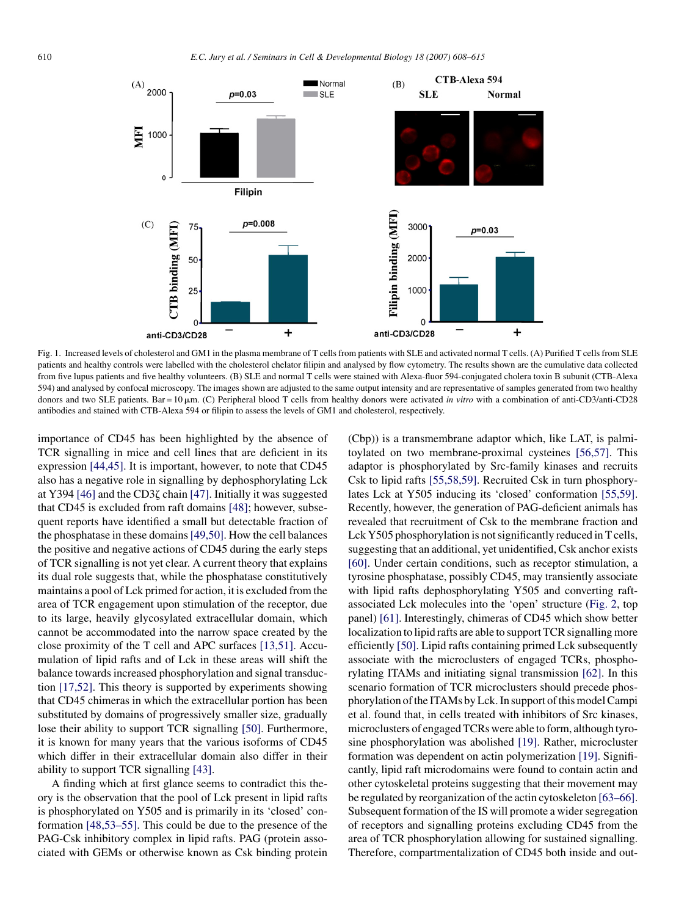Fig. 1. Increased levels of cholesterol and GM1 in the plasma membrane of T cells from patients with SLE and activated normal T cells. (A) Purified T cells from SLE patients and healthy controls were labelled with the cholesterol chelator filipin and analysed by flow cytometry. The results shown are the cumulative data collected from five lupus patients and five healthy volunteers. (B) SLE and normal T cells were stained with Alexa-fluor 594-conjugated cholera toxin B subunit (CTB-Alexa 594) and analysed by confocal microscopy. The images shown are adjusted to the same output intensity and are representative of samples generated from two healthy donors and two SLE patients. Bar = 10 μm. (C) Peripheral blood T cells from healthy donors were activated *in vitro* with a combination of anti-CD3/anti-CD28 antibodies and stained with CTB-Alexa 594 or filipin to assess the levels of GM1 and cholesterol, respectively.

importance of CD45 has been highlighted by the absence of TCR signalling in mice and cell lines that are deficient in its expression [44,45]. It is important, however, to note that CD45 also has a negative role in signalling by dephosphorylating Lck at Y394 [46] and the CD3ζ chain [47]. Initially it was suggested that CD45 is excluded from raft domains [48]; however, subsequent reports have identified a small but detectable fraction of the phosphatase in these domains [49,50]. How the cell balances the positive and negative actions of CD45 during the early steps of TCR signalling is not yet clear. A current theory that explains its dual role suggests that, while the phosphatase constitutively maintains a pool of Lck primed for action, it is excluded from the area of TCR engagement upon stimulation of the receptor, due to its large, heavily glycosylated extracellular domain, which cannot be accommodated into the narrow space created by the close proximity of the T cell and APC surfaces [13,51]. Accumulation of lipid rafts and of Lck in these areas will shift the balance towards increased phosphorylation and signal transduction [17,52]. This theory is supported by experiments showing that CD45 chimeras in which the extracellular portion has been substituted by domains of progressively smaller size, gradually lose their ability to support TCR signalling [50]. Furthermore, it is known for many years that the various isoforms of CD45 which differ in their extracellular domain also differ in their ability to support TCR signalling [43].

A finding which at first glance seems to contradict this theory is the observation that the pool of Lck present in lipid rafts is phosphorylated on Y505 and is primarily in its 'closed' conformation [48,53–55]. This could be due to the presence of the PAG-Csk inhibitory complex in lipid rafts. PAG (protein associated with GEMs or otherwise known as Csk binding protein (Cbp)) is a transmembrane adaptor which, like LAT, is palmitoylated on two membrane-proximal cysteines [56,57]. This adaptor is phosphorylated by Src-family kinases and recruits Csk to lipid rafts [55,58,59]. Recruited Csk in turn phosphorylates Lck at Y505 inducing its 'closed' conformation [55,59]. Recently, however, the generation of PAG-deficient animals has revealed that recruitment of Csk to the membrane fraction and Lck Y505 phosphorylation is not significantly reduced in T cells, suggesting that an additional, yet unidentified, Csk anchor exists [60]. Under certain conditions, such as receptor stimulation, a tyrosine phosphatase, possibly CD45, may transiently associate with lipid rafts dephosphorylating Y505 and converting raft-associated Lck molecules into the 'open' structure (Fig. 2, top panel) [61]. Interestingly, chimeras of CD45 which show better localization to lipid rafts are able to support TCR signalling more efficiently [50]. Lipid rafts containing primed Lck subsequently associate with the microclusters of engaged TCRs, phosphorylating ITAMs and initiating signal transmission [62]. In this scenario formation of TCR microclusters should precede phosphorylation of the ITAMs by Lck. In support of this model Campi et al. found that, in cells treated with inhibitors of Src kinases, microclusters of engaged TCRs were able to form, although tyrosine phosphorylation was abolished [19]. Rather, microcluster formation was dependent on actin polymerization [19]. Significantly, lipid raft microdomains were found to contain actin and other cytoskeletal proteins suggesting that their movement may be regulated by reorganization of the actin cytoskeleton [63–66]. Subsequent formation of the IS will promote a wider segregation of receptors and signalling proteins excluding CD45 from the area of TCR phosphorylation allowing for sustained signalling. Therefore, compartmentalization of CD45 both inside and out-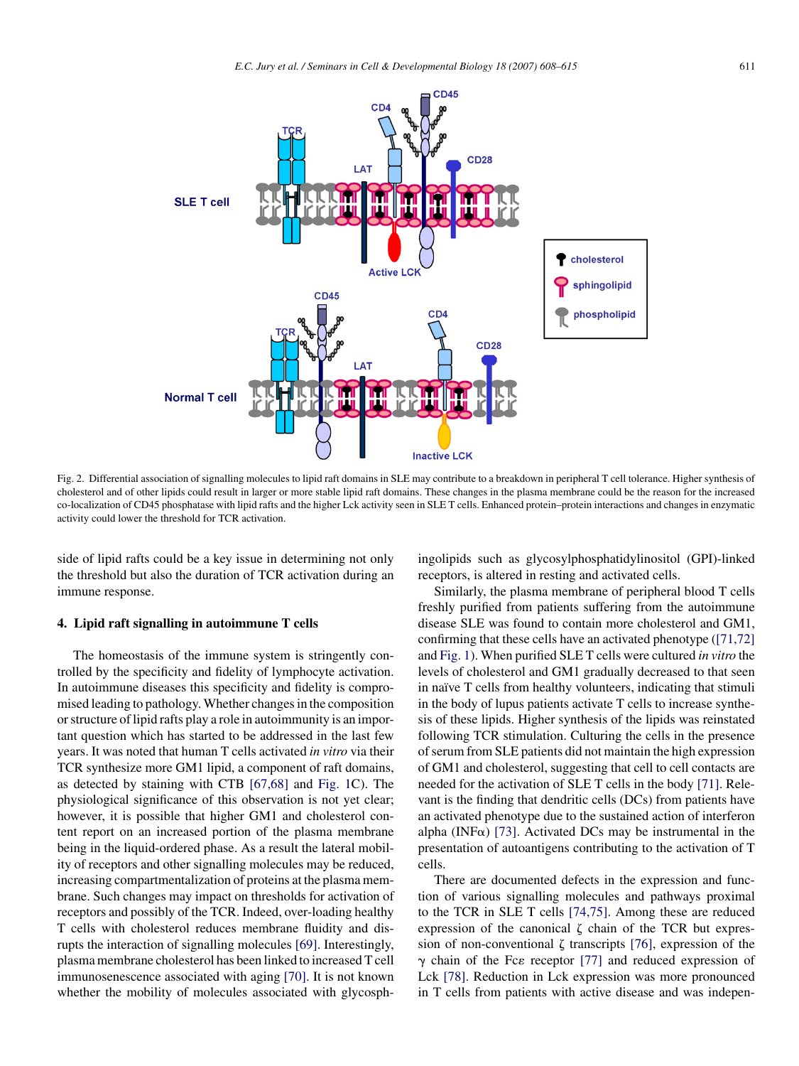Fig. 2. Differential association of signalling molecules to lipid raft domains in SLE may contribute to a breakdown in peripheral T cell tolerance. Higher synthesis of cholesterol and of other lipids could result in larger or more stable lipid raft domains. These changes in the plasma membrane could be the reason for the increased co-localization of CD45 phosphatase with lipid rafts and the higher Lck activity seen in SLE T cells. Enhanced protein–protein interactions and changes in enzymatic activity could lower the threshold for TCR activation.

side of lipid rafts could be a key issue in determining not only the threshold but also the duration of TCR activation during an immune response.

## 4. Lipid raft signalling in autoimmune T cells

The homeostasis of the immune system is stringently controlled by the specificity and fidelity of lymphocyte activation. In autoimmune diseases this specificity and fidelity is compromised leading to pathology. Whether changes in the composition or structure of lipid rafts play a role in autoimmunity is an important question which has started to be addressed in the last few years. It was noted that human T cells activated *in vitro* via their TCR synthesize more GM1 lipid, a component of raft domains, as detected by staining with CTB [67,68] and Fig. 1C). The physiological significance of this observation is not yet clear; however, it is possible that higher GM1 and cholesterol content report on an increased portion of the plasma membrane being in the liquid-ordered phase. As a result the lateral mobility of receptors and other signalling molecules may be reduced, increasing compartmentalization of proteins at the plasma membrane. Such changes may impact on thresholds for activation of receptors and possibly of the TCR. Indeed, over-loading healthy T cells with cholesterol reduces membrane fluidity and disrupts the interaction of signalling molecules [69]. Interestingly, plasma membrane cholesterol has been linked to increased T cell immunosenescence associated with aging [70]. It is not known whether the mobility of molecules associated with glycosphingolipids such as glycosylphosphatidylinositol (GPI)-linked receptors, is altered in resting and activated cells.

Similarly, the plasma membrane of peripheral blood T cells freshly purified from patients suffering from the autoimmune disease SLE was found to contain more cholesterol and GM1, confirming that these cells have an activated phenotype ([71,72] and Fig. 1). When purified SLE T cells were cultured *in vitro* the levels of cholesterol and GM1 gradually decreased to that seen in naïve T cells from healthy volunteers, indicating that stimuli in the body of lupus patients activate T cells to increase synthesis of these lipids. Higher synthesis of the lipids was reinstated following TCR stimulation. Culturing the cells in the presence of serum from SLE patients did not maintain the high expression of GM1 and cholesterol, suggesting that cell to cell contacts are needed for the activation of SLE T cells in the body [71]. Relevant is the finding that dendritic cells (DCs) from patients have an activated phenotype due to the sustained action of interferon alpha (INF$\alpha$) [73]. Activated DCs may be instrumental in the presentation of autoantigens contributing to the activation of T cells.

There are documented defects in the expression and function of various signalling molecules and pathways proximal to the TCR in SLE T cells [74,75]. Among these are reduced expression of the canonical $\zeta$ chain of the TCR but expression of non-conventional $\zeta$ transcripts [76], expression of the $\gamma$ chain of the Fc$\varepsilon$ receptor [77] and reduced expression of Lck [78]. Reduction in Lck expression was more pronounced in T cells from patients with active disease and was indepen-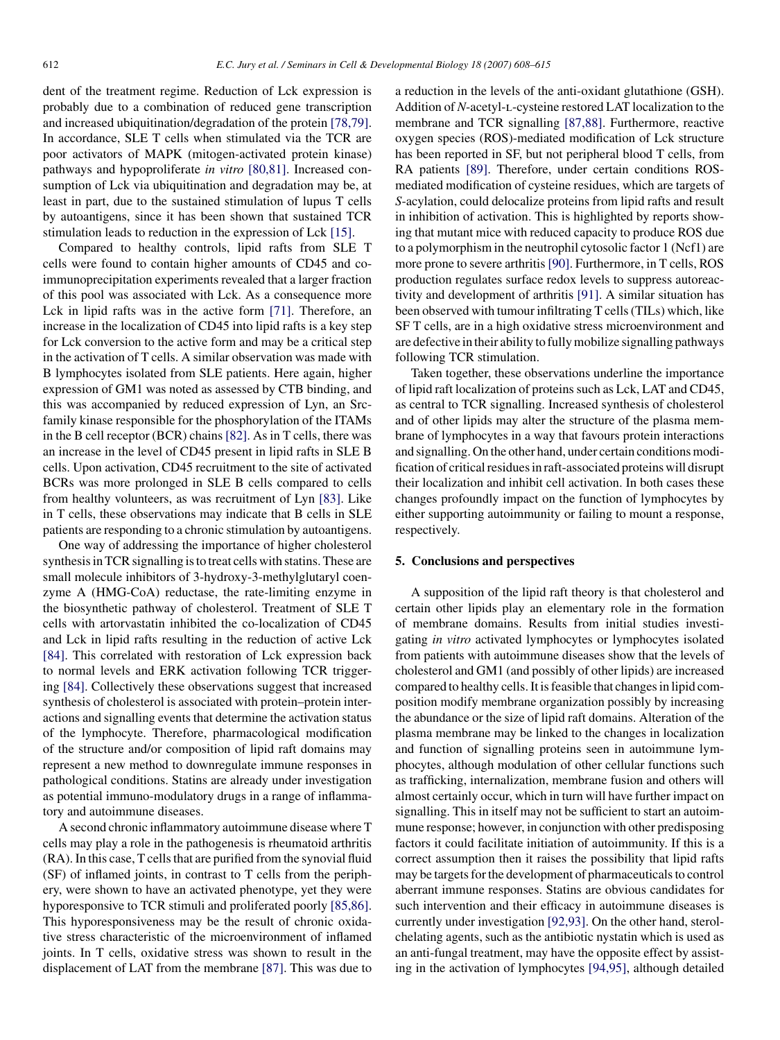dent of the treatment regime. Reduction of Lck expression is probably due to a combination of reduced gene transcription and increased ubiquitination/degradation of the protein [78,79]. In accordance, SLE T cells when stimulated via the TCR are poor activators of MAPK (mitogen-activated protein kinase) pathways and hypoproliferate *in vitro* [80,81]. Increased consumption of Lck via ubiquitination and degradation may be, at least in part, due to the sustained stimulation of lupus T cells by autoantigens, since it has been shown that sustained TCR stimulation leads to reduction in the expression of Lck [15].

Compared to healthy controls, lipid rafts from SLE T cells were found to contain higher amounts of CD45 and co-immunoprecipitation experiments revealed that a larger fraction of this pool was associated with Lck. As a consequence more Lck in lipid rafts was in the active form [71]. Therefore, an increase in the localization of CD45 into lipid rafts is a key step for Lck conversion to the active form and may be a critical step in the activation of T cells. A similar observation was made with B lymphocytes isolated from SLE patients. Here again, higher expression of GM1 was noted as assessed by CTB binding, and this was accompanied by reduced expression of Lyn, an Src-family kinase responsible for the phosphorylation of the ITAMs in the B cell receptor (BCR) chains [82]. As in T cells, there was an increase in the level of CD45 present in lipid rafts in SLE B cells. Upon activation, CD45 recruitment to the site of activated BCRs was more prolonged in SLE B cells compared to cells from healthy volunteers, as was recruitment of Lyn [83]. Like in T cells, these observations may indicate that B cells in SLE patients are responding to a chronic stimulation by autoantigens.

One way of addressing the importance of higher cholesterol synthesis in TCR signalling is to treat cells with statins. These are small molecule inhibitors of 3-hydroxy-3-methylglutaryl coenzyme A (HMG-CoA) reductase, the rate-limiting enzyme in the biosynthetic pathway of cholesterol. Treatment of SLE T cells with artorvastatin inhibited the co-localization of CD45 and Lck in lipid rafts resulting in the reduction of active Lck [84]. This correlated with restoration of Lck expression back to normal levels and ERK activation following TCR triggering [84]. Collectively these observations suggest that increased synthesis of cholesterol is associated with protein–protein interactions and signalling events that determine the activation status of the lymphocyte. Therefore, pharmacological modification of the structure and/or composition of lipid raft domains may represent a new method to downregulate immune responses in pathological conditions. Statins are already under investigation as potential immuno-modulatory drugs in a range of inflammatory and autoimmune diseases.

A second chronic inflammatory autoimmune disease where T cells may play a role in the pathogenesis is rheumatoid arthritis (RA). In this case, T cells that are purified from the synovial fluid (SF) of inflamed joints, in contrast to T cells from the periphery, were shown to have an activated phenotype, yet they were hyporesponsive to TCR stimuli and proliferated poorly [85,86]. This hyporesponsiveness may be the result of chronic oxidative stress characteristic of the microenvironment of inflamed joints. In T cells, oxidative stress was shown to result in the displacement of LAT from the membrane [87]. This was due to a reduction in the levels of the anti-oxidant glutathione (GSH). Addition of *N*-acetyl-L-cysteine restored LAT localization to the membrane and TCR signalling [87,88]. Furthermore, reactive oxygen species (ROS)-mediated modification of Lck structure has been reported in SF, but not peripheral blood T cells, from RA patients [89]. Therefore, under certain conditions ROS-mediated modification of cysteine residues, which are targets of *S*-acylation, could delocalize proteins from lipid rafts and result in inhibition of activation. This is highlighted by reports showing that mutant mice with reduced capacity to produce ROS due to a polymorphism in the neutrophil cytosolic factor 1 (Ncf1) are more prone to severe arthritis [90]. Furthermore, in T cells, ROS production regulates surface redox levels to suppress autoreactivity and development of arthritis [91]. A similar situation has been observed with tumour infiltrating T cells (TILs) which, like SF T cells, are in a high oxidative stress microenvironment and are defective in their ability to fully mobilize signalling pathways following TCR stimulation.

Taken together, these observations underline the importance of lipid raft localization of proteins such as Lck, LAT and CD45, as central to TCR signalling. Increased synthesis of cholesterol and of other lipids may alter the structure of the plasma membrane of lymphocytes in a way that favours protein interactions and signalling. On the other hand, under certain conditions modification of critical residues in raft-associated proteins will disrupt their localization and inhibit cell activation. In both cases these changes profoundly impact on the function of lymphocytes by either supporting autoimmunity or failing to mount a response, respectively.

## 5. Conclusions and perspectives

A supposition of the lipid raft theory is that cholesterol and certain other lipids play an elementary role in the formation of membrane domains. Results from initial studies investigating *in vitro* activated lymphocytes or lymphocytes isolated from patients with autoimmune diseases show that the levels of cholesterol and GM1 (and possibly of other lipids) are increased compared to healthy cells. It is feasible that changes in lipid composition modify membrane organization possibly by increasing the abundance or the size of lipid raft domains. Alteration of the plasma membrane may be linked to the changes in localization and function of signalling proteins seen in autoimmune lymphocytes, although modulation of other cellular functions such as trafficking, internalization, membrane fusion and others will almost certainly occur, which in turn will have further impact on signalling. This in itself may not be sufficient to start an autoimmune response; however, in conjunction with other predisposing factors it could facilitate initiation of autoimmunity. If this is a correct assumption then it raises the possibility that lipid rafts may be targets for the development of pharmaceuticals to control aberrant immune responses. Statins are obvious candidates for such intervention and their efficacy in autoimmune diseases is currently under investigation [92,93]. On the other hand, sterol-chelating agents, such as the antibiotic nystatin which is used as an anti-fungal treatment, may have the opposite effect by assisting in the activation of lymphocytes [94,95], although detailed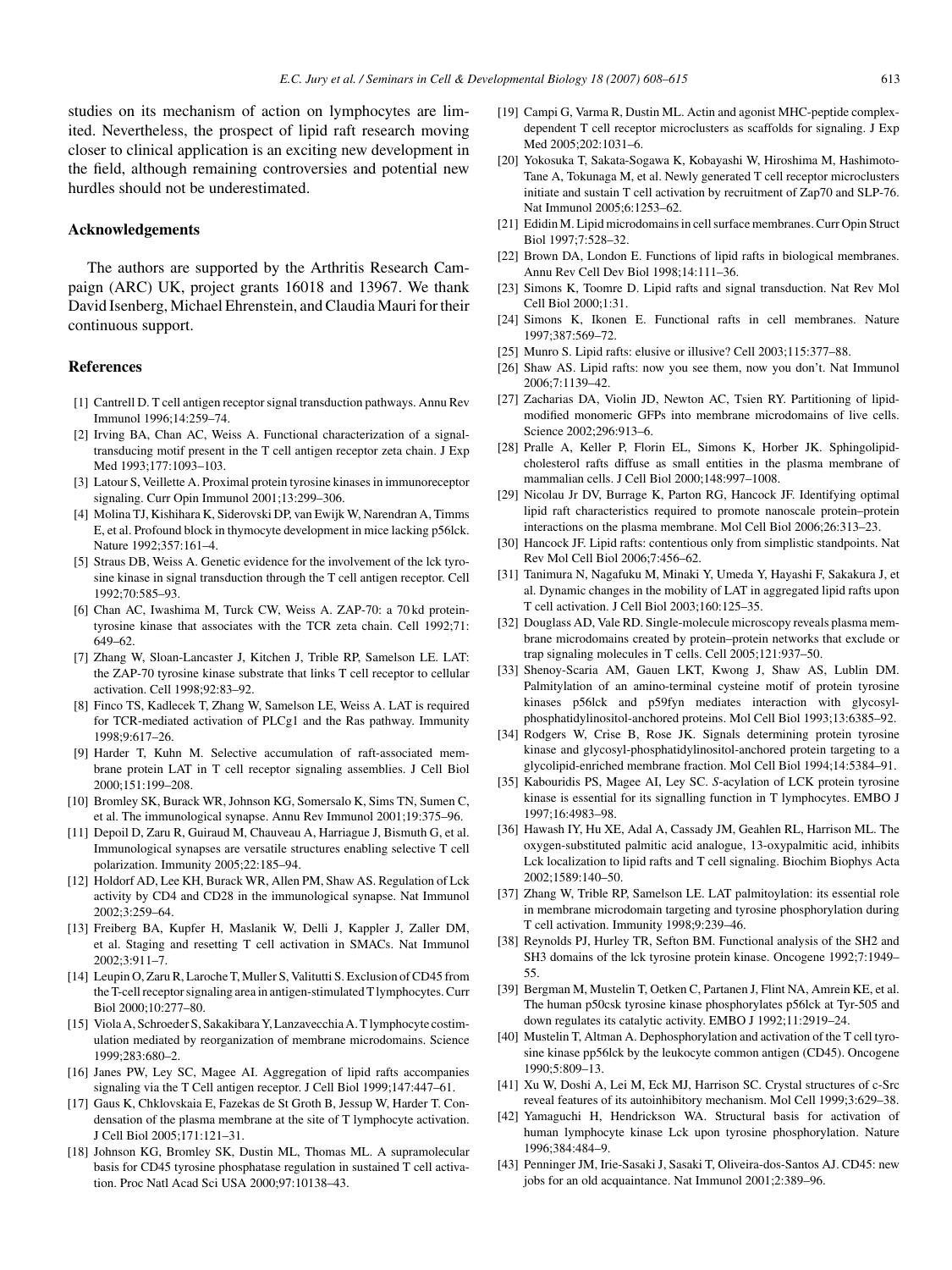studies on its mechanism of action on lymphocytes are limited. Nevertheless, the prospect of lipid raft research moving closer to clinical application is an exciting new development in the field, although remaining controversies and potential new hurdles should not be underestimated.

## Acknowledgements

The authors are supported by the Arthritis Research Campaign (ARC) UK, project grants 16018 and 13967. We thank David Isenberg, Michael Ehrenstein, and Claudia Mauri for their continuous support.

## References

[1] Cantrell D. T cell antigen receptor signal transduction pathways. Annu Rev Immunol 1996;14:259–74.

[2] Irving BA, Chan AC, Weiss A. Functional characterization of a signal-transducing motif present in the T cell antigen receptor zeta chain. J Exp Med 1993;177:1093–103.

[3] Latour S, Veillette A. Proximal protein tyrosine kinases in immunoreceptor signaling. Curr Opin Immunol 2001;13:299–306.

[4] Molina TJ, Kishihara K, Siderovski DP, van Ewijk W, Narendran A, Timms E, et al. Profound block in thymocyte development in mice lacking p56lck. Nature 1992;357:161–4.

[5] Straus DB, Weiss A. Genetic evidence for the involvement of the lck tyrosine kinase in signal transduction through the T cell antigen receptor. Cell 1992;70:585–93.

[6] Chan AC, Iwashima M, Turck CW, Weiss A. ZAP-70: a 70 kd protein-tyrosine kinase that associates with the TCR zeta chain. Cell 1992;71: 649–62.

[7] Zhang W, Sloan-Lancaster J, Kitchen J, Trible RP, Samelson LE. LAT: the ZAP-70 tyrosine kinase substrate that links T cell receptor to cellular activation. Cell 1998;92:83–92.

[8] Finco TS, Kadlecek T, Zhang W, Samelson LE, Weiss A. LAT is required for TCR-mediated activation of PLCg1 and the Ras pathway. Immunity 1998;9:617–26.

[9] Harder T, Kuhn M. Selective accumulation of raft-associated membrane protein LAT in T cell receptor signaling assemblies. J Cell Biol 2000;151:199–208.

[10] Bromley SK, Burack WR, Johnson KG, Somersalo K, Sims TN, Sumen C, et al. The immunological synapse. Annu Rev Immunol 2001;19:375–96.

[11] Depoil D, Zaru R, Guiraud M, Chauveau A, Harriague J, Bismuth G, et al. Immunological synapses are versatile structures enabling selective T cell polarization. Immunity 2005;22:185–94.

[12] Holdorf AD, Lee KH, Burack WR, Allen PM, Shaw AS. Regulation of Lck activity by CD4 and CD28 in the immunological synapse. Nat Immunol 2002;3:259–64.

[13] Freiberg BA, Kupfer H, Maslanik W, Delli J, Kappler J, Zaller DM, et al. Staging and resetting T cell activation in SMACs. Nat Immunol 2002;3:911–7.

[14] Leupin O, Zaru R, Laroche T, Muller S, Valitutti S. Exclusion of CD45 from the T-cell receptor signaling area in antigen-stimulated T lymphocytes. Curr Biol 2000;10:277–80.

[15] Viola A, Schroeder S, Sakakibara Y, Lanzavecchia A. T lymphocyte costimulation mediated by reorganization of membrane microdomains. Science 1999;283:680–2.

[16] Janes PW, Ley SC, Magee AI. Aggregation of lipid rafts accompanies signaling via the T Cell antigen receptor. J Cell Biol 1999;147:447–61.

[17] Gaus K, Chklovskaia E, Fazekas de St Groth B, Jessup W, Harder T. Condensation of the plasma membrane at the site of T lymphocyte activation. J Cell Biol 2005;171:121–31.

[18] Johnson KG, Bromley SK, Dustin ML, Thomas ML. A supramolecular basis for CD45 tyrosine phosphatase regulation in sustained T cell activation. Proc Natl Acad Sci USA 2000;97:10138–43.

[19] Campi G, Varma R, Dustin ML. Actin and agonist MHC-peptide complex-dependent T cell receptor microclusters as scaffolds for signaling. J Exp Med 2005;202:1031–6.

[20] Yokosuka T, Sakata-Sogawa K, Kobayashi W, Hiroshima M, Hashimoto-Tane A, Tokunaga M, et al. Newly generated T cell receptor microclusters initiate and sustain T cell activation by recruitment of Zap70 and SLP-76. Nat Immunol 2005;6:1253–62.

[21] Edidin M. Lipid microdomains in cell surface membranes. Curr Opin Struct Biol 1997;7:528–32.

[22] Brown DA, London E. Functions of lipid rafts in biological membranes. Annu Rev Cell Dev Biol 1998;14:111–36.

[23] Simons K, Toomre D. Lipid rafts and signal transduction. Nat Rev Mol Cell Biol 2000;1:31.

[24] Simons K, Ikonen E. Functional rafts in cell membranes. Nature 1997;387:569–72.

[25] Munro S. Lipid rafts: elusive or illusive? Cell 2003;115:377–88.

[26] Shaw AS. Lipid rafts: now you see them, now you don't. Nat Immunol 2006;7:1139–42.

[27] Zacharias DA, Violin JD, Newton AC, Tsien RY. Partitioning of lipid-modified monomeric GFPs into membrane microdomains of live cells. Science 2002;296:913–6.

[28] Pralle A, Keller P, Florin EL, Simons K, Horber JK. Sphingolipid-cholesterol rafts diffuse as small entities in the plasma membrane of mammalian cells. J Cell Biol 2000;148:997–1008.

[29] Nicolau Jr DV, Burrage K, Parton RG, Hancock JF. Identifying optimal lipid raft characteristics required to promote nanoscale protein–protein interactions on the plasma membrane. Mol Cell Biol 2006;26:313–23.

[30] Hancock JF. Lipid rafts: contentious only from simplistic standpoints. Nat Rev Mol Cell Biol 2006;7:456–62.

[31] Tanimura N, Nagafuku M, Minaki Y, Umeda Y, Hayashi F, Sakakura J, et al. Dynamic changes in the mobility of LAT in aggregated lipid rafts upon T cell activation. J Cell Biol 2003;160:125–35.

[32] Douglass AD, Vale RD. Single-molecule microscopy reveals plasma membrane microdomains created by protein–protein networks that exclude or trap signaling molecules in T cells. Cell 2005;121:937–50.

[33] Shenoy-Scaria AM, Gauen LKT, Kwong J, Shaw AS, Lublin DM. Palmitylation of an amino-terminal cysteine motif of protein tyrosine kinases p56lck and p59fyn mediates interaction with glycosyl-phosphatidylinositol-anchored proteins. Mol Cell Biol 1993;13:6385–92.

[34] Rodgers W, Crise B, Rose JK. Signals determining protein tyrosine kinase and glycosyl-phosphatidylinositol-anchored protein targeting to a glycolipid-enriched membrane fraction. Mol Cell Biol 1994;14:5384–91.

[35] Kabouridis PS, Magee AI, Ley SC. *S*-acylation of LCK protein tyrosine kinase is essential for its signalling function in T lymphocytes. EMBO J 1997;16:4983–98.

[36] Hawash IY, Hu XE, Adal A, Cassady JM, Geahlen RL, Harrison ML. The oxygen-substituted palmitic acid analogue, 13-oxypalmitic acid, inhibits Lck localization to lipid rafts and T cell signaling. Biochim Biophys Acta 2002;1589:140–50.

[37] Zhang W, Trible RP, Samelson LE. LAT palmitoylation: its essential role in membrane microdomain targeting and tyrosine phosphorylation during T cell activation. Immunity 1998;9:239–46.

[38] Reynolds PJ, Hurley TR, Sefton BM. Functional analysis of the SH2 and SH3 domains of the lck tyrosine protein kinase. Oncogene 1992;7:1949–55.

[39] Bergman M, Mustelin T, Oetken C, Partanen J, Flint NA, Amrein KE, et al. The human p50csk tyrosine kinase phosphorylates p56lck at Tyr-505 and down regulates its catalytic activity. EMBO J 1992;11:2919–24.

[40] Mustelin T, Altman A. Dephosphorylation and activation of the T cell tyrosine kinase pp56lck by the leukocyte common antigen (CD45). Oncogene 1990;5:809–13.

[41] Xu W, Doshi A, Lei M, Eck MJ, Harrison SC. Crystal structures of c-Src reveal features of its autoinhibitory mechanism. Mol Cell 1999;3:629–38.

[42] Yamaguchi H, Hendrickson WA. Structural basis for activation of human lymphocyte kinase Lck upon tyrosine phosphorylation. Nature 1996;384:484–9.

[43] Penninger JM, Irie-Sasaki J, Sasaki T, Oliveira-dos-Santos AJ. CD45: new jobs for an old acquaintance. Nat Immunol 2001;2:389–96.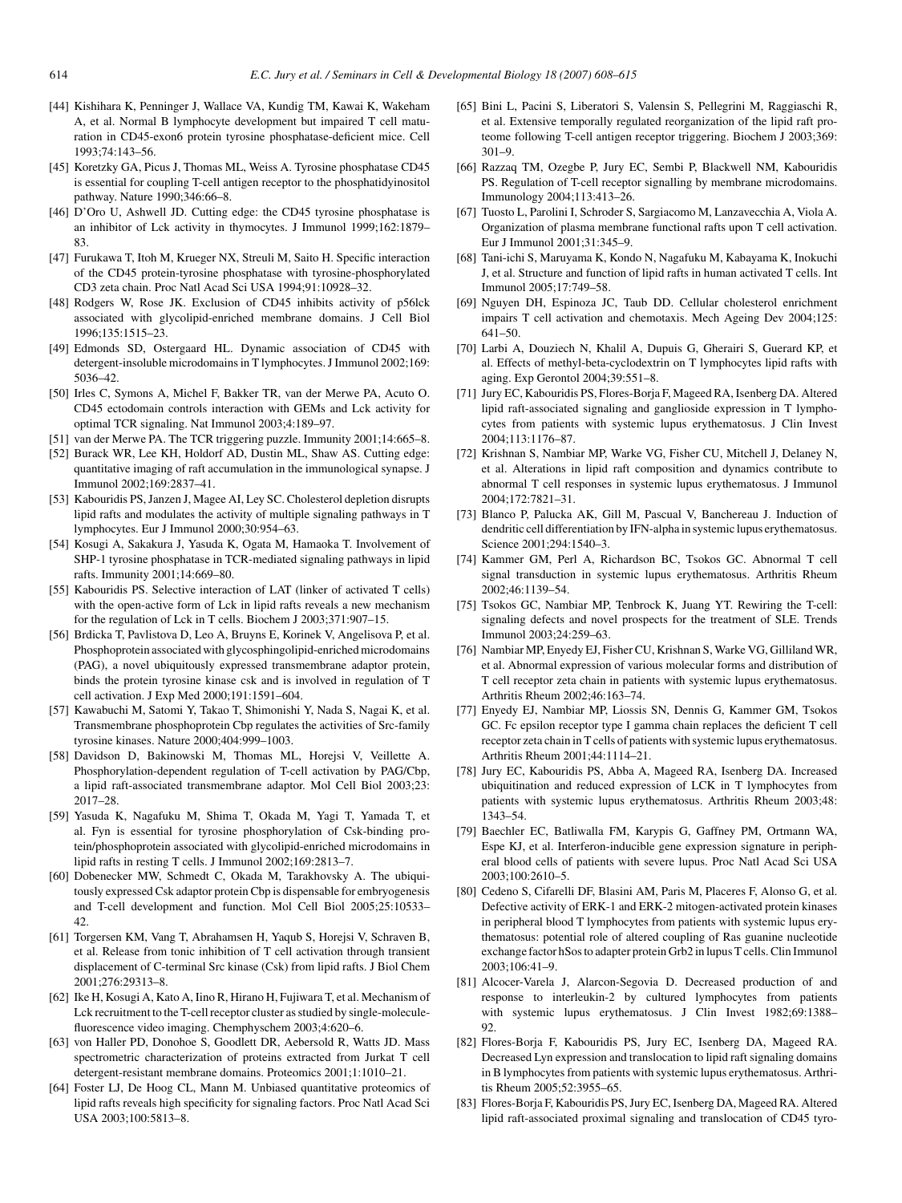[44] Kishihara K, Penninger J, Wallace VA, Kundig TM, Kawai K, Wakeham A, et al. Normal B lymphocyte development but impaired T cell maturation in CD45-exon6 protein tyrosine phosphatase-deficient mice. Cell 1993;74:143–56.

[45] Koretzky GA, Picus J, Thomas ML, Weiss A. Tyrosine phosphatase CD45 is essential for coupling T-cell antigen receptor to the phosphatidyinositol pathway. Nature 1990;346:66–8.

[46] D'Oro U, Ashwell JD. Cutting edge: the CD45 tyrosine phosphatase is an inhibitor of Lck activity in thymocytes. J Immunol 1999;162:1879–83.

[47] Furukawa T, Itoh M, Krueger NX, Streuli M, Saito H. Specific interaction of the CD45 protein-tyrosine phosphatase with tyrosine-phosphorylated CD3 zeta chain. Proc Natl Acad Sci USA 1994;91:10928–32.

[48] Rodgers W, Rose JK. Exclusion of CD45 inhibits activity of p56lck associated with glycolipid-enriched membrane domains. J Cell Biol 1996;135:1515–23.

[49] Edmonds SD, Ostergaard HL. Dynamic association of CD45 with detergent-insoluble microdomains in T lymphocytes. J Immunol 2002;169:5036–42.

[50] Irles C, Symons A, Michel F, Bakker TR, van der Merwe PA, Acuto O. CD45 ectodomain controls interaction with GEMs and Lck activity for optimal TCR signaling. Nat Immunol 2003;4:189–97.

[51] van der Merwe PA. The TCR triggering puzzle. Immunity 2001;14:665–8.

[52] Burack WR, Lee KH, Holdorf AD, Dustin ML, Shaw AS. Cutting edge: quantitative imaging of raft accumulation in the immunological synapse. J Immunol 2002;169:2837–41.

[53] Kabouridis PS, Janzen J, Magee AI, Ley SC. Cholesterol depletion disrupts lipid rafts and modulates the activity of multiple signaling pathways in T lymphocytes. Eur J Immunol 2000;30:954–63.

[54] Kosugi A, Sakakura J, Yasuda K, Ogata M, Hamaoka T. Involvement of SHP-1 tyrosine phosphatase in TCR-mediated signaling pathways in lipid rafts. Immunity 2001;14:669–80.

[55] Kabouridis PS. Selective interaction of LAT (linker of activated T cells) with the open-active form of Lck in lipid rafts reveals a new mechanism for the regulation of Lck in T cells. Biochem J 2003;371:907–15.

[56] Brdicka T, Pavlistova D, Leo A, Bruyns E, Korinek V, Angelisova P, et al. Phosphoprotein associated with glycosphingolipid-enriched microdomains (PAG), a novel ubiquitously expressed transmembrane adaptor protein, binds the protein tyrosine kinase csk and is involved in regulation of T cell activation. J Exp Med 2000;191:1591–604.

[57] Kawabuchi M, Satomi Y, Takao T, Shimonishi Y, Nada S, Nagai K, et al. Transmembrane phosphoprotein Cbp regulates the activities of Src-family tyrosine kinases. Nature 2000;404:999–1003.

[58] Davidson D, Bakinowski M, Thomas ML, Horejsi V, Veillette A. Phosphorylation-dependent regulation of T-cell activation by PAG/Cbp, a lipid raft-associated transmembrane adaptor. Mol Cell Biol 2003;23:2017–28.

[59] Yasuda K, Nagafuku M, Shima T, Okada M, Yagi T, Yamada T, et al. Fyn is essential for tyrosine phosphorylation of Csk-binding protein/phosphoprotein associated with glycolipid-enriched microdomains in lipid rafts in resting T cells. J Immunol 2002;169:2813–7.

[60] Dobenecker MW, Schmedt C, Okada M, Tarakhovsky A. The ubiquitously expressed Csk adaptor protein Cbp is dispensable for embryogenesis and T-cell development and function. Mol Cell Biol 2005;25:10533–42.

[61] Torgersen KM, Vang T, Abrahamsen H, Yaqub S, Horejsi V, Schraven B, et al. Release from tonic inhibition of T cell activation through transient displacement of C-terminal Src kinase (Csk) from lipid rafts. J Biol Chem 2001;276:29313–8.

[62] Ike H, Kosugi A, Kato A, Iino R, Hirano H, Fujiwara T, et al. Mechanism of Lck recruitment to the T-cell receptor cluster as studied by single-molecule-fluorescence video imaging. Chemphyschem 2003;4:620–6.

[63] von Haller PD, Donohoe S, Goodlett DR, Aebersold R, Watts JD. Mass spectrometric characterization of proteins extracted from Jurkat T cell detergent-resistant membrane domains. Proteomics 2001;1:1010–21.

[64] Foster LJ, De Hoog CL, Mann M. Unbiased quantitative proteomics of lipid rafts reveals high specificity for signaling factors. Proc Natl Acad Sci USA 2003;100:5813–8.

[65] Bini L, Pacini S, Liberatori S, Valensin S, Pellegrini M, Raggiaschi R, et al. Extensive temporally regulated reorganization of the lipid raft proteome following T-cell antigen receptor triggering. Biochem J 2003;369:301–9.

[66] Razzaq TM, Ozegbe P, Jury EC, Sembi P, Blackwell NM, Kabouridis PS. Regulation of T-cell receptor signalling by membrane microdomains. Immunology 2004;113:413–26.

[67] Tuosto L, Parolini I, Schroder S, Sargiacomo M, Lanzavecchia A, Viola A. Organization of plasma membrane functional rafts upon T cell activation. Eur J Immunol 2001;31:345–9.

[68] Tani-ichi S, Maruyama K, Kondo N, Nagafuku M, Kabayama K, Inokuchi J, et al. Structure and function of lipid rafts in human activated T cells. Int Immunol 2005;17:749–58.

[69] Nguyen DH, Espinoza JC, Taub DD. Cellular cholesterol enrichment impairs T cell activation and chemotaxis. Mech Ageing Dev 2004;125:641–50.

[70] Larbi A, Douziech N, Khalil A, Dupuis G, Gherairi S, Guerard KP, et al. Effects of methyl-beta-cyclodextrin on T lymphocytes lipid rafts with aging. Exp Gerontol 2004;39:551–8.

[71] Jury EC, Kabouridis PS, Flores-Borja F, Mageed RA, Isenberg DA. Altered lipid raft-associated signaling and ganglioside expression in T lymphocytes from patients with systemic lupus erythematosus. J Clin Invest 2004;113:1176–87.

[72] Krishnan S, Nambiar MP, Warke VG, Fisher CU, Mitchell J, Delaney N, et al. Alterations in lipid raft composition and dynamics contribute to abnormal T cell responses in systemic lupus erythematosus. J Immunol 2004;172:7821–31.

[73] Blanco P, Palucka AK, Gill M, Pascual V, Banchereau J. Induction of dendritic cell differentiation by IFN-alpha in systemic lupus erythematosus. Science 2001;294:1540–3.

[74] Kammer GM, Perl A, Richardson BC, Tsokos GC. Abnormal T cell signal transduction in systemic lupus erythematosus. Arthritis Rheum 2002;46:1139–54.

[75] Tsokos GC, Nambiar MP, Tenbrock K, Juang YT. Rewiring the T-cell: signaling defects and novel prospects for the treatment of SLE. Trends Immunol 2003;24:259–63.

[76] Nambiar MP, Enyedy EJ, Fisher CU, Krishnan S, Warke VG, Gilliland WR, et al. Abnormal expression of various molecular forms and distribution of T cell receptor zeta chain in patients with systemic lupus erythematosus. Arthritis Rheum 2002;46:163–74.

[77] Enyedy EJ, Nambiar MP, Liossis SN, Dennis G, Kammer GM, Tsokos GC. Fc epsilon receptor type I gamma chain replaces the deficient T cell receptor zeta chain in T cells of patients with systemic lupus erythematosus. Arthritis Rheum 2001;44:1114–21.

[78] Jury EC, Kabouridis PS, Abba A, Mageed RA, Isenberg DA. Increased ubiquitination and reduced expression of LCK in T lymphocytes from patients with systemic lupus erythematosus. Arthritis Rheum 2003;48:1343–54.

[79] Baechler EC, Batliwalla FM, Karypis G, Gaffney PM, Ortmann WA, Espe KJ, et al. Interferon-inducible gene expression signature in peripheral blood cells of patients with severe lupus. Proc Natl Acad Sci USA 2003;100:2610–5.

[80] Cedeno S, Cifarelli DF, Blasini AM, Paris M, Placeres F, Alonso G, et al. Defective activity of ERK-1 and ERK-2 mitogen-activated protein kinases in peripheral blood T lymphocytes from patients with systemic lupus erythematosus: potential role of altered coupling of Ras guanine nucleotide exchange factor hSos to adapter protein Grb2 in lupus T cells. Clin Immunol 2003;106:41–9.

[81] Alcocer-Varela J, Alarcon-Segovia D. Decreased production of and response to interleukin-2 by cultured lymphocytes from patients with systemic lupus erythematosus. J Clin Invest 1982;69:1388–92.

[82] Flores-Borja F, Kabouridis PS, Jury EC, Isenberg DA, Mageed RA. Decreased Lyn expression and translocation to lipid raft signaling domains in B lymphocytes from patients with systemic lupus erythematosus. Arthritis Rheum 2005;52:3955–65.

[83] Flores-Borja F, Kabouridis PS, Jury EC, Isenberg DA, Mageed RA. Altered lipid raft-associated proximal signaling and translocation of CD45 tyro-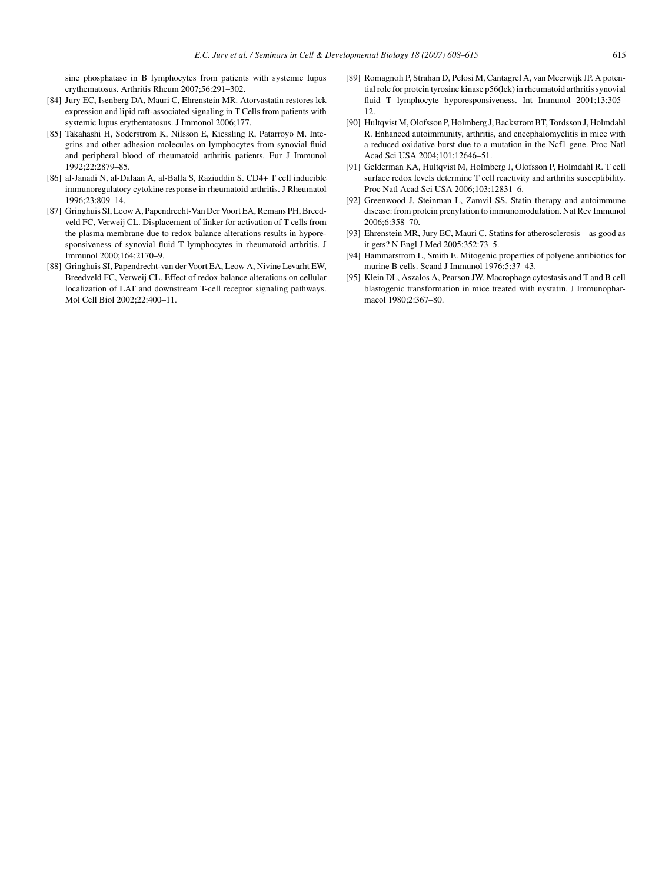sine phosphatase in B lymphocytes from patients with systemic lupus erythematosus. Arthritis Rheum 2007;56:291–302.

[84] Jury EC, Isenberg DA, Mauri C, Ehrenstein MR. Atorvastatin restores lck expression and lipid raft-associated signaling in T Cells from patients with systemic lupus erythematosus. J Immonol 2006;177.

[85] Takahashi H, Soderstrom K, Nilsson E, Kiessling R, Patarroyo M. Integrins and other adhesion molecules on lymphocytes from synovial fluid and peripheral blood of rheumatoid arthritis patients. Eur J Immunol 1992;22:2879–85.

[86] al-Janadi N, al-Dalaan A, al-Balla S, Raziuddin S. CD4+ T cell inducible immunoregulatory cytokine response in rheumatoid arthritis. J Rheumatol 1996;23:809–14.

[87] Gringhuis SI, Leow A, Papendrecht-Van Der Voort EA, Remans PH, Breedveld FC, Verweij CL. Displacement of linker for activation of T cells from the plasma membrane due to redox balance alterations results in hyporesponsiveness of synovial fluid T lymphocytes in rheumatoid arthritis. J Immunol 2000;164:2170–9.

[88] Gringhuis SI, Papendrecht-van der Voort EA, Leow A, Nivine Levarht EW, Breedveld FC, Verweij CL. Effect of redox balance alterations on cellular localization of LAT and downstream T-cell receptor signaling pathways. Mol Cell Biol 2002;22:400–11.

[89] Romagnoli P, Strahan D, Pelosi M, Cantagrel A, van Meerwijk JP. A potential role for protein tyrosine kinase p56(lck) in rheumatoid arthritis synovial fluid T lymphocyte hyporesponsiveness. Int Immunol 2001;13:305–12.

[90] Hultqvist M, Olofsson P, Holmberg J, Backstrom BT, Tordsson J, Holmdahl R. Enhanced autoimmunity, arthritis, and encephalomyelitis in mice with a reduced oxidative burst due to a mutation in the Ncf1 gene. Proc Natl Acad Sci USA 2004;101:12646–51.

[91] Gelderman KA, Hultqvist M, Holmberg J, Olofsson P, Holmdahl R. T cell surface redox levels determine T cell reactivity and arthritis susceptibility. Proc Natl Acad Sci USA 2006;103:12831–6.

[92] Greenwood J, Steinman L, Zamvil SS. Statin therapy and autoimmune disease: from protein prenylation to immunomodulation. Nat Rev Immunol 2006;6:358–70.

[93] Ehrenstein MR, Jury EC, Mauri C. Statins for atherosclerosis—as good as it gets? N Engl J Med 2005;352:73–5.

[94] Hammarstrom L, Smith E. Mitogenic properties of polyene antibiotics for murine B cells. Scand J Immunol 1976;5:37–43.

[95] Klein DL, Aszalos A, Pearson JW. Macrophage cytostasis and T and B cell blastogenic transformation in mice treated with nystatin. J Immunopharmacol 1980;2:367–80.